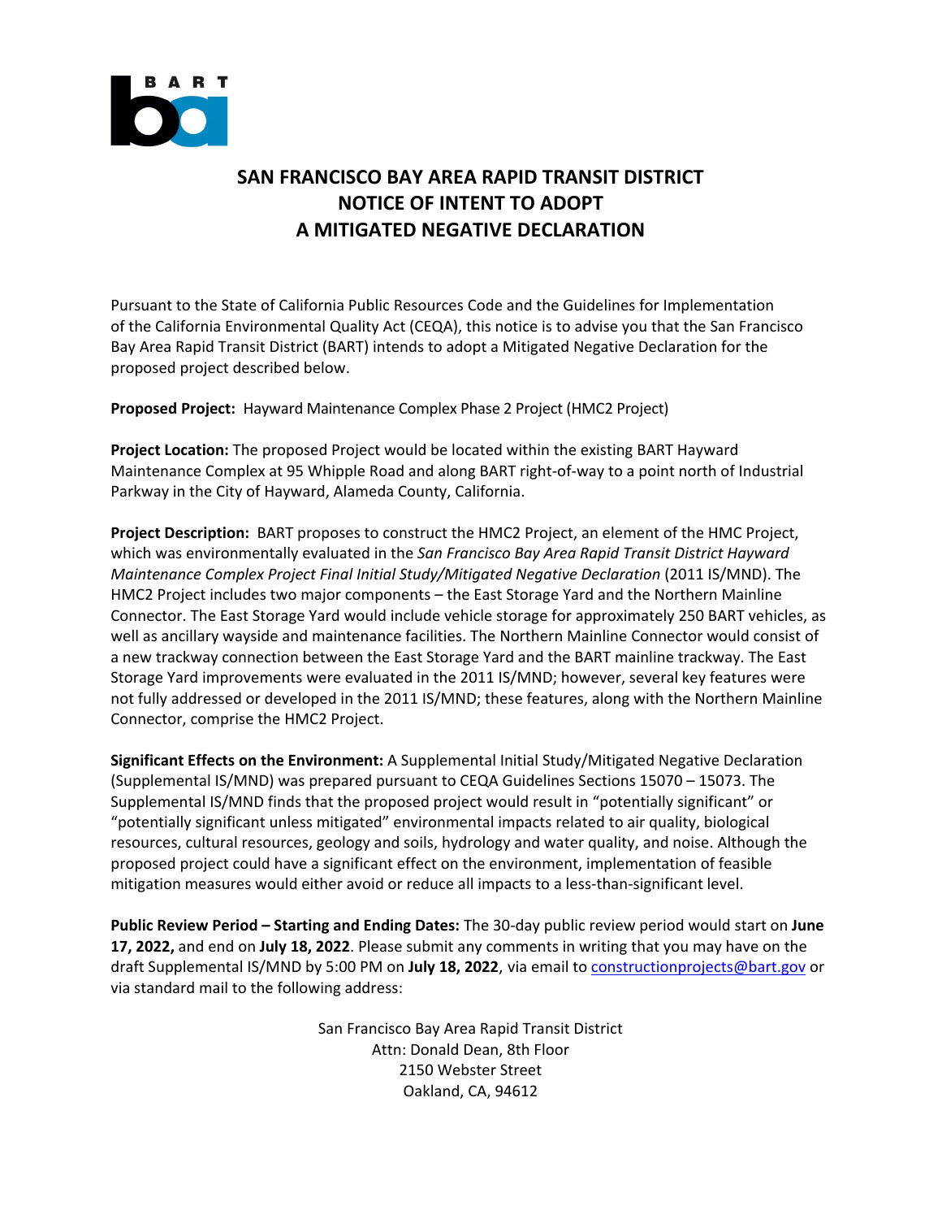BART

# SAN FRANCISCO BAY AREA RAPID TRANSIT DISTRICT
# NOTICE OF INTENT TO ADOPT
# A MITIGATED NEGATIVE DECLARATION

Pursuant to the State of California Public Resources Code and the Guidelines for Implementation of the California Environmental Quality Act (CEQA), this notice is to advise you that the San Francisco Bay Area Rapid Transit District (BART) intends to adopt a Mitigated Negative Declaration for the proposed project described below.

**Proposed Project:** Hayward Maintenance Complex Phase 2 Project (HMC2 Project)

**Project Location:** The proposed Project would be located within the existing BART Hayward Maintenance Complex at 95 Whipple Road and along BART right-of-way to a point north of Industrial Parkway in the City of Hayward, Alameda County, California.

**Project Description:** BART proposes to construct the HMC2 Project, an element of the HMC Project, which was environmentally evaluated in the *San Francisco Bay Area Rapid Transit District Hayward Maintenance Complex Project Final Initial Study/Mitigated Negative Declaration* (2011 IS/MND). The HMC2 Project includes two major components – the East Storage Yard and the Northern Mainline Connector. The East Storage Yard would include vehicle storage for approximately 250 BART vehicles, as well as ancillary wayside and maintenance facilities. The Northern Mainline Connector would consist of a new trackway connection between the East Storage Yard and the BART mainline trackway. The East Storage Yard improvements were evaluated in the 2011 IS/MND; however, several key features were not fully addressed or developed in the 2011 IS/MND; these features, along with the Northern Mainline Connector, comprise the HMC2 Project.

**Significant Effects on the Environment:** A Supplemental Initial Study/Mitigated Negative Declaration (Supplemental IS/MND) was prepared pursuant to CEQA Guidelines Sections 15070 – 15073. The Supplemental IS/MND finds that the proposed project would result in "potentially significant" or "potentially significant unless mitigated" environmental impacts related to air quality, biological resources, cultural resources, geology and soils, hydrology and water quality, and noise. Although the proposed project could have a significant effect on the environment, implementation of feasible mitigation measures would either avoid or reduce all impacts to a less-than-significant level.

**Public Review Period – Starting and Ending Dates:** The 30-day public review period would start on **June 17, 2022,** and end on **July 18, 2022**. Please submit any comments in writing that you may have on the draft Supplemental IS/MND by 5:00 PM on **July 18, 2022**, via email to constructionprojects@bart.gov or via standard mail to the following address:

San Francisco Bay Area Rapid Transit District  
Attn: Donald Dean, 8th Floor  
2150 Webster Street  
Oakland, CA, 94612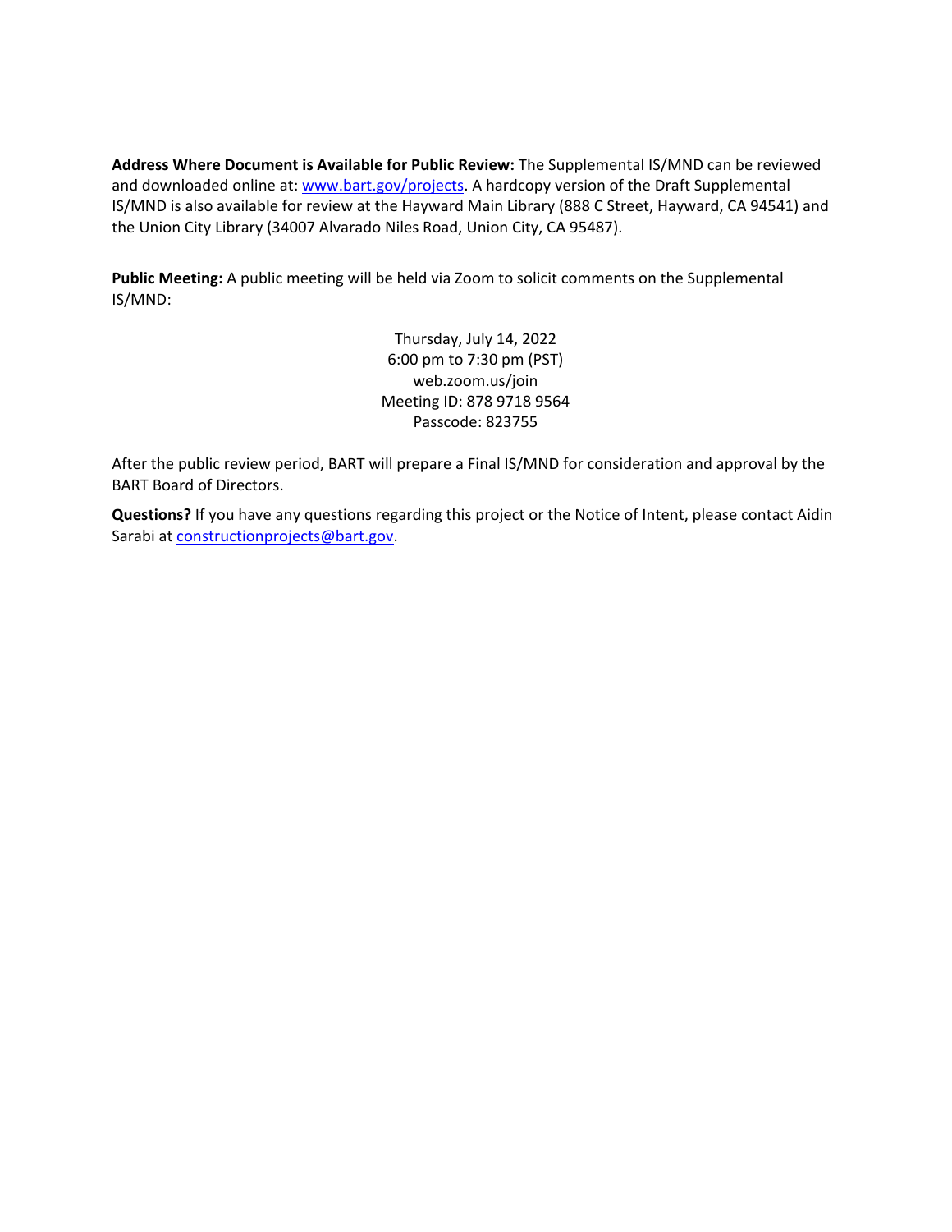**Address Where Document is Available for Public Review:** The Supplemental IS/MND can be reviewed and downloaded online at: [www.bart.gov/projects](www.bart.gov/projects). A hardcopy version of the Draft Supplemental IS/MND is also available for review at the Hayward Main Library (888 C Street, Hayward, CA 94541) and the Union City Library (34007 Alvarado Niles Road, Union City, CA 95487).

**Public Meeting:** A public meeting will be held via Zoom to solicit comments on the Supplemental IS/MND:

Thursday, July 14, 2022
6:00 pm to 7:30 pm (PST)
web.zoom.us/join
Meeting ID: 878 9718 9564
Passcode: 823755

After the public review period, BART will prepare a Final IS/MND for consideration and approval by the BART Board of Directors.

**Questions?** If you have any questions regarding this project or the Notice of Intent, please contact Aidin Sarabi at [constructionprojects@bart.gov](mailto:constructionprojects@bart.gov).